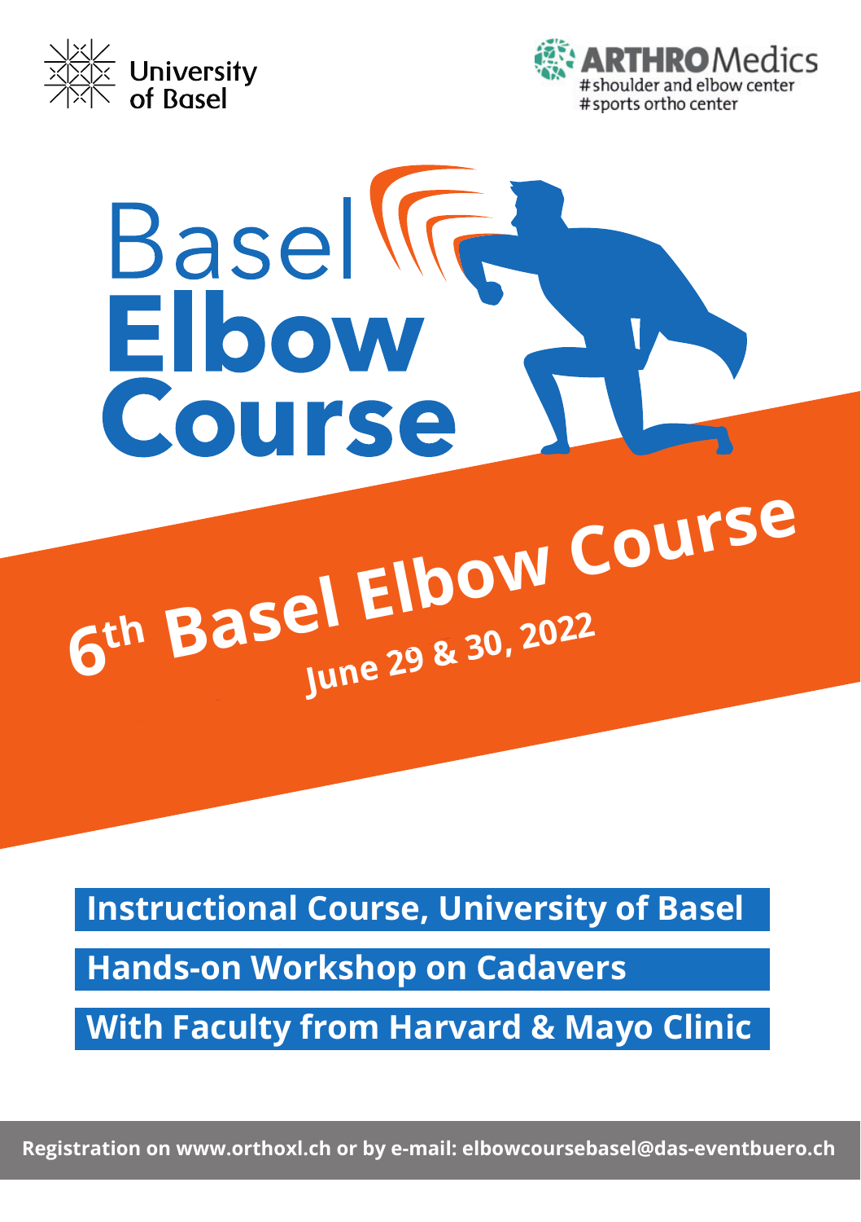University of Basel

ARTHROMedics
#shoulder and elbow center
#sports ortho center

# Basel Elbow Course

## 6th Basel Elbow Course

**June 29 & 30, 2022**

**Instructional Course, University of Basel**

**Hands-on Workshop on Cadavers**

**With Faculty from Harvard & Mayo Clinic**

**Registration on www.orthoxl.ch or by e-mail: elbowcoursebasel@das-eventbuero.ch**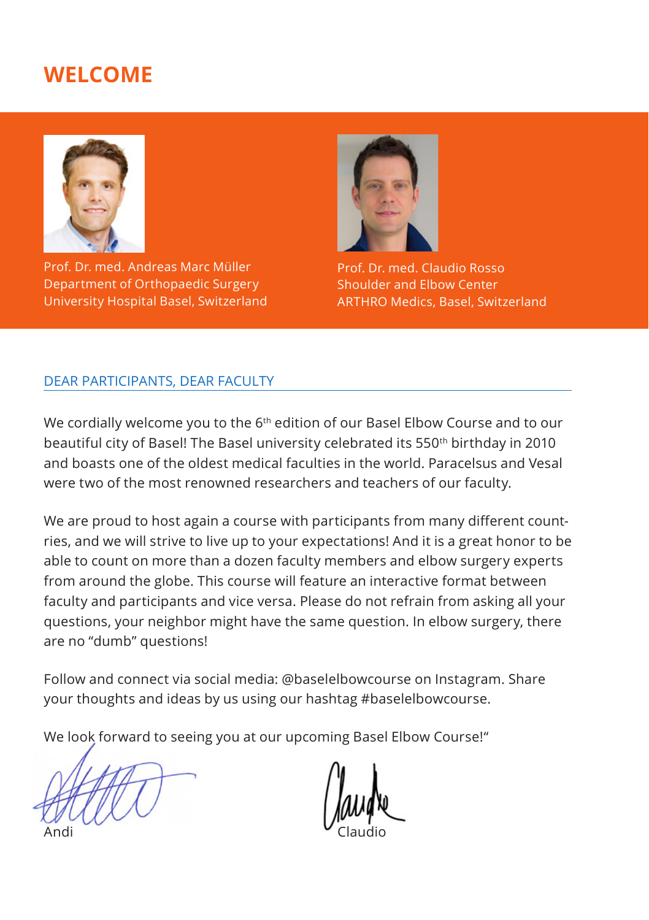# WELCOME

Prof. Dr. med. Andreas Marc Müller
Department of Orthopaedic Surgery
University Hospital Basel, Switzerland

Prof. Dr. med. Claudio Rosso
Shoulder and Elbow Center
ARTHRO Medics, Basel, Switzerland

## DEAR PARTICIPANTS, DEAR FACULTY

We cordially welcome you to the 6th edition of our Basel Elbow Course and to our beautiful city of Basel! The Basel university celebrated its 550th birthday in 2010 and boasts one of the oldest medical faculties in the world. Paracelsus and Vesal were two of the most renowned researchers and teachers of our faculty.

We are proud to host again a course with participants from many different countries, and we will strive to live up to your expectations! And it is a great honor to be able to count on more than a dozen faculty members and elbow surgery experts from around the globe. This course will feature an interactive format between faculty and participants and vice versa. Please do not refrain from asking all your questions, your neighbor might have the same question. In elbow surgery, there are no "dumb" questions!

Follow and connect via social media: @baselelbowcourse on Instagram. Share your thoughts and ideas by us using our hashtag #baselelbowcourse.

We look forward to seeing you at our upcoming Basel Elbow Course!"

Andi

Claudio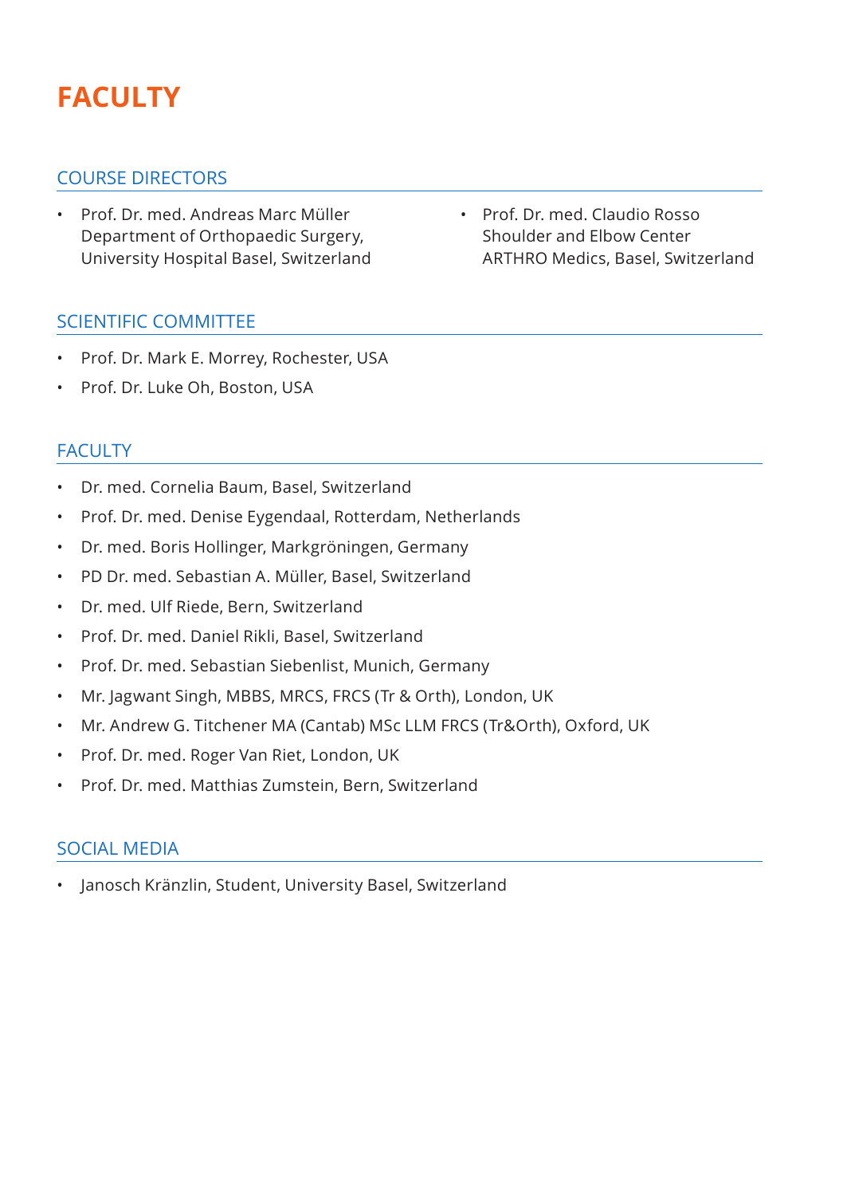# FACULTY

## COURSE DIRECTORS

- Prof. Dr. med. Andreas Marc Müller
  Department of Orthopaedic Surgery,
  University Hospital Basel, Switzerland
- Prof. Dr. med. Claudio Rosso
  Shoulder and Elbow Center
  ARTHRO Medics, Basel, Switzerland

## SCIENTIFIC COMMITTEE

- Prof. Dr. Mark E. Morrey, Rochester, USA
- Prof. Dr. Luke Oh, Boston, USA

## FACULTY

- Dr. med. Cornelia Baum, Basel, Switzerland
- Prof. Dr. med. Denise Eygendaal, Rotterdam, Netherlands
- Dr. med. Boris Hollinger, Markgröningen, Germany
- PD Dr. med. Sebastian A. Müller, Basel, Switzerland
- Dr. med. Ulf Riede, Bern, Switzerland
- Prof. Dr. med. Daniel Rikli, Basel, Switzerland
- Prof. Dr. med. Sebastian Siebenlist, Munich, Germany
- Mr. Jagwant Singh, MBBS, MRCS, FRCS (Tr & Orth), London, UK
- Mr. Andrew G. Titchener MA (Cantab) MSc LLM FRCS (Tr&Orth), Oxford, UK
- Prof. Dr. med. Roger Van Riet, London, UK
- Prof. Dr. med. Matthias Zumstein, Bern, Switzerland

## SOCIAL MEDIA

- Janosch Kränzlin, Student, University Basel, Switzerland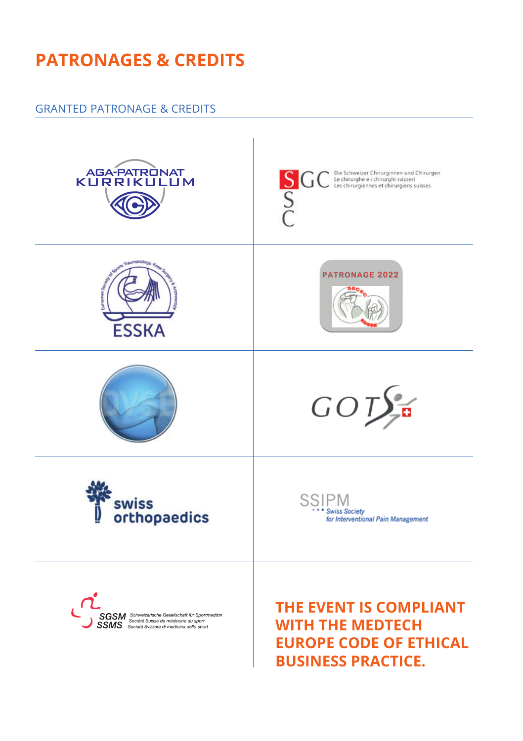# PATRONAGES & CREDITS

## GRANTED PATRONAGE & CREDITS

AGA-PATRONAT KURRIKULUM

SGC SSC Die Schweizer Chirurginnen und Chirurgen
Le chirurghe e i chirurghi svizzeri
Les chirurgiennes et chirurgiens suisses

ESSKA

PATRONAGE 2022

DVSE

GOTS

swiss orthopaedics

SSIPM Swiss Society for Interventional Pain Management

SGSM SSMS Schweizerische Gesellschaft für Sportmedizin
Société Suisse de médecine du sport
Società Svizzera di medicina dello sport

**THE EVENT IS COMPLIANT WITH THE MEDTECH EUROPE CODE OF ETHICAL BUSINESS PRACTICE.**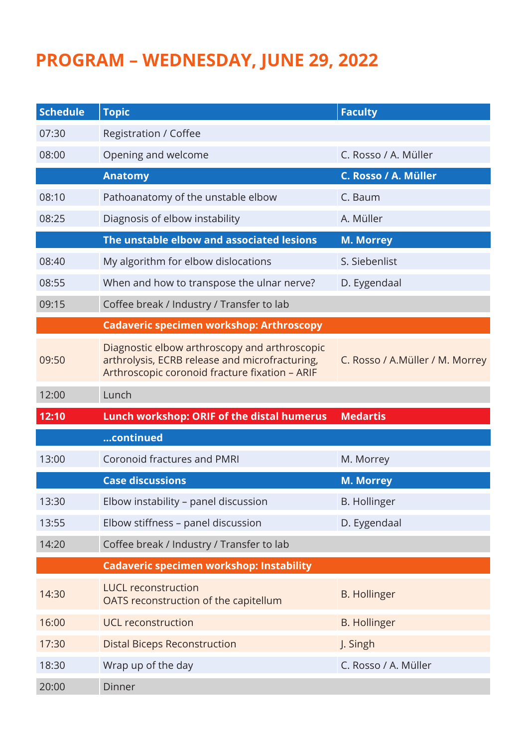# PROGRAM – WEDNESDAY, JUNE 29, 2022

| Schedule | Topic | Faculty |
|---|---|---|
| 07:30 | Registration / Coffee | |
| 08:00 | Opening and welcome | C. Rosso / A. Müller |
| | **Anatomy** | **C. Rosso / A. Müller** |
| 08:10 | Pathoanatomy of the unstable elbow | C. Baum |
| 08:25 | Diagnosis of elbow instability | A. Müller |
| | **The unstable elbow and associated lesions** | **M. Morrey** |
| 08:40 | My algorithm for elbow dislocations | S. Siebenlist |
| 08:55 | When and how to transpose the ulnar nerve? | D. Eygendaal |
| 09:15 | Coffee break / Industry / Transfer to lab | |
| | **Cadaveric specimen workshop: Arthroscopy** | |
| 09:50 | Diagnostic elbow arthroscopy and arthroscopic arthrolysis, ECRB release and microfracturing, Arthroscopic coronoid fracture fixation – ARIF | C. Rosso / A.Müller / M. Morrey |
| 12:00 | Lunch | |
| **12:10** | **Lunch workshop: ORIF of the distal humerus** | **Medartis** |
| | **...continued** | |
| 13:00 | Coronoid fractures and PMRI | M. Morrey |
| | **Case discussions** | **M. Morrey** |
| 13:30 | Elbow instability – panel discussion | B. Hollinger |
| 13:55 | Elbow stiffness – panel discussion | D. Eygendaal |
| 14:20 | Coffee break / Industry / Transfer to lab | |
| | **Cadaveric specimen workshop: Instability** | |
| 14:30 | LUCL reconstruction<br>OATS reconstruction of the capitellum | B. Hollinger |
| 16:00 | UCL reconstruction | B. Hollinger |
| 17:30 | Distal Biceps Reconstruction | J. Singh |
| 18:30 | Wrap up of the day | C. Rosso / A. Müller |
| 20:00 | Dinner | |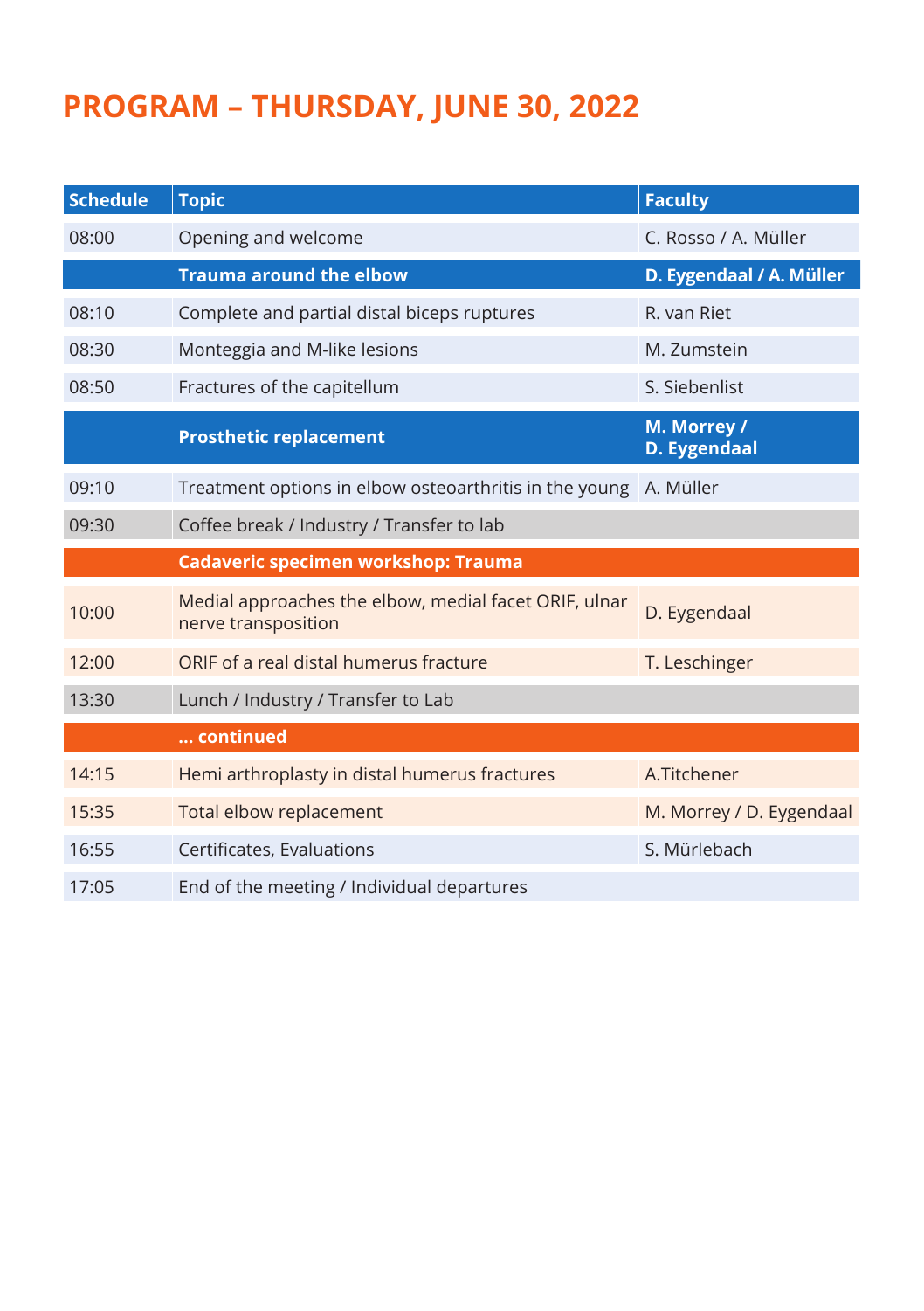# PROGRAM – THURSDAY, JUNE 30, 2022

| Schedule | Topic | Faculty |
|---|---|---|
| 08:00 | Opening and welcome | C. Rosso / A. Müller |
| | **Trauma around the elbow** | **D. Eygendaal / A. Müller** |
| 08:10 | Complete and partial distal biceps ruptures | R. van Riet |
| 08:30 | Monteggia and M-like lesions | M. Zumstein |
| 08:50 | Fractures of the capitellum | S. Siebenlist |
| | **Prosthetic replacement** | **M. Morrey / D. Eygendaal** |
| 09:10 | Treatment options in elbow osteoarthritis in the young | A. Müller |
| 09:30 | Coffee break / Industry / Transfer to lab | |
| | **Cadaveric specimen workshop: Trauma** | |
| 10:00 | Medial approaches the elbow, medial facet ORIF, ulnar nerve transposition | D. Eygendaal |
| 12:00 | ORIF of a real distal humerus fracture | T. Leschinger |
| 13:30 | Lunch / Industry / Transfer to Lab | |
| | **... continued** | |
| 14:15 | Hemi arthroplasty in distal humerus fractures | A.Titchener |
| 15:35 | Total elbow replacement | M. Morrey / D. Eygendaal |
| 16:55 | Certificates, Evaluations | S. Mürlebach |
| 17:05 | End of the meeting / Individual departures | |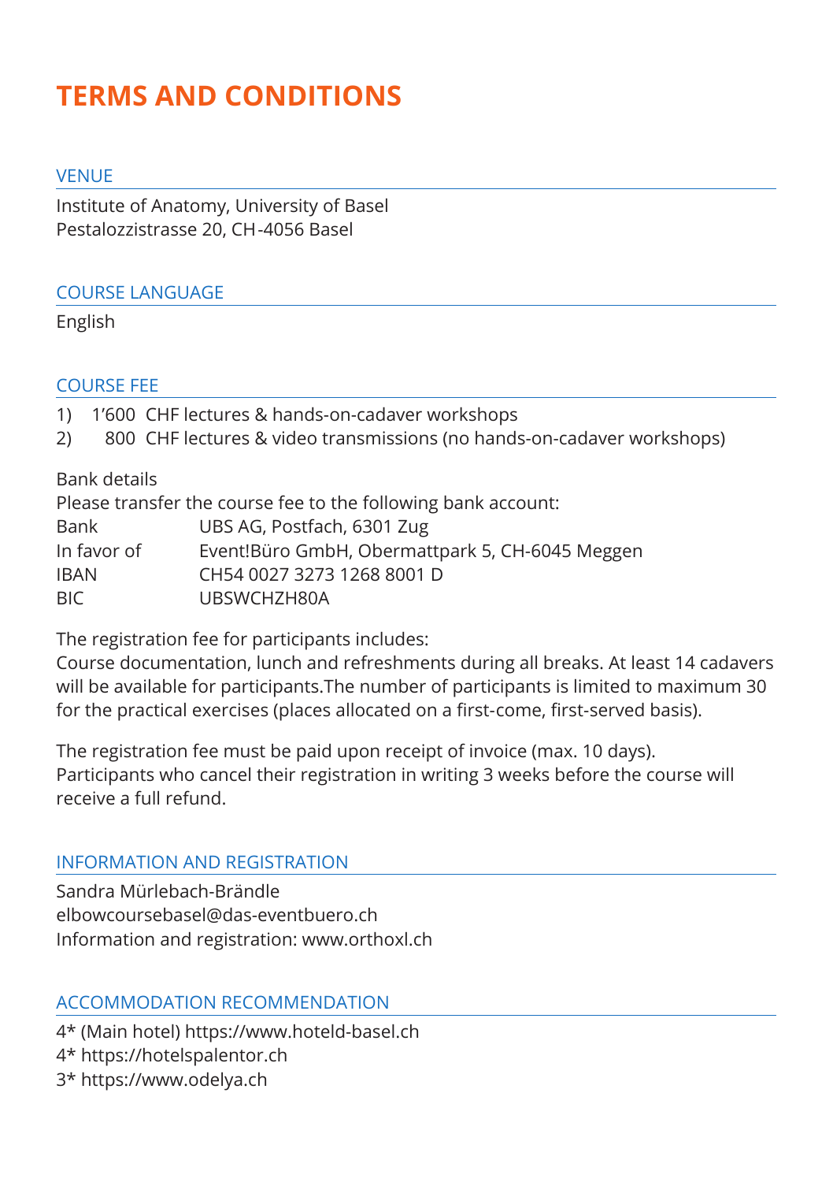# TERMS AND CONDITIONS

## VENUE

Institute of Anatomy, University of Basel
Pestalozzistrasse 20, CH-4056 Basel

## COURSE LANGUAGE

English

## COURSE FEE

1) 1'600 CHF lectures & hands-on-cadaver workshops
2) 800 CHF lectures & video transmissions (no hands-on-cadaver workshops)

Bank details
Please transfer the course fee to the following bank account:

| | |
|---|---|
| Bank | UBS AG, Postfach, 6301 Zug |
| In favor of | Event!Büro GmbH, Obermattpark 5, CH-6045 Meggen |
| IBAN | CH54 0027 3273 1268 8001 D |
| BIC | UBSWCHZH80A |

The registration fee for participants includes:
Course documentation, lunch and refreshments during all breaks. At least 14 cadavers will be available for participants.The number of participants is limited to maximum 30 for the practical exercises (places allocated on a first-come, first-served basis).

The registration fee must be paid upon receipt of invoice (max. 10 days).
Participants who cancel their registration in writing 3 weeks before the course will receive a full refund.

## INFORMATION AND REGISTRATION

Sandra Mürlebach-Brändle
elbowcoursebasel@das-eventbuero.ch
Information and registration: www.orthoxl.ch

## ACCOMMODATION RECOMMENDATION

4* (Main hotel) https://www.hoteld-basel.ch
4* https://hotelspalentor.ch
3* https://www.odelya.ch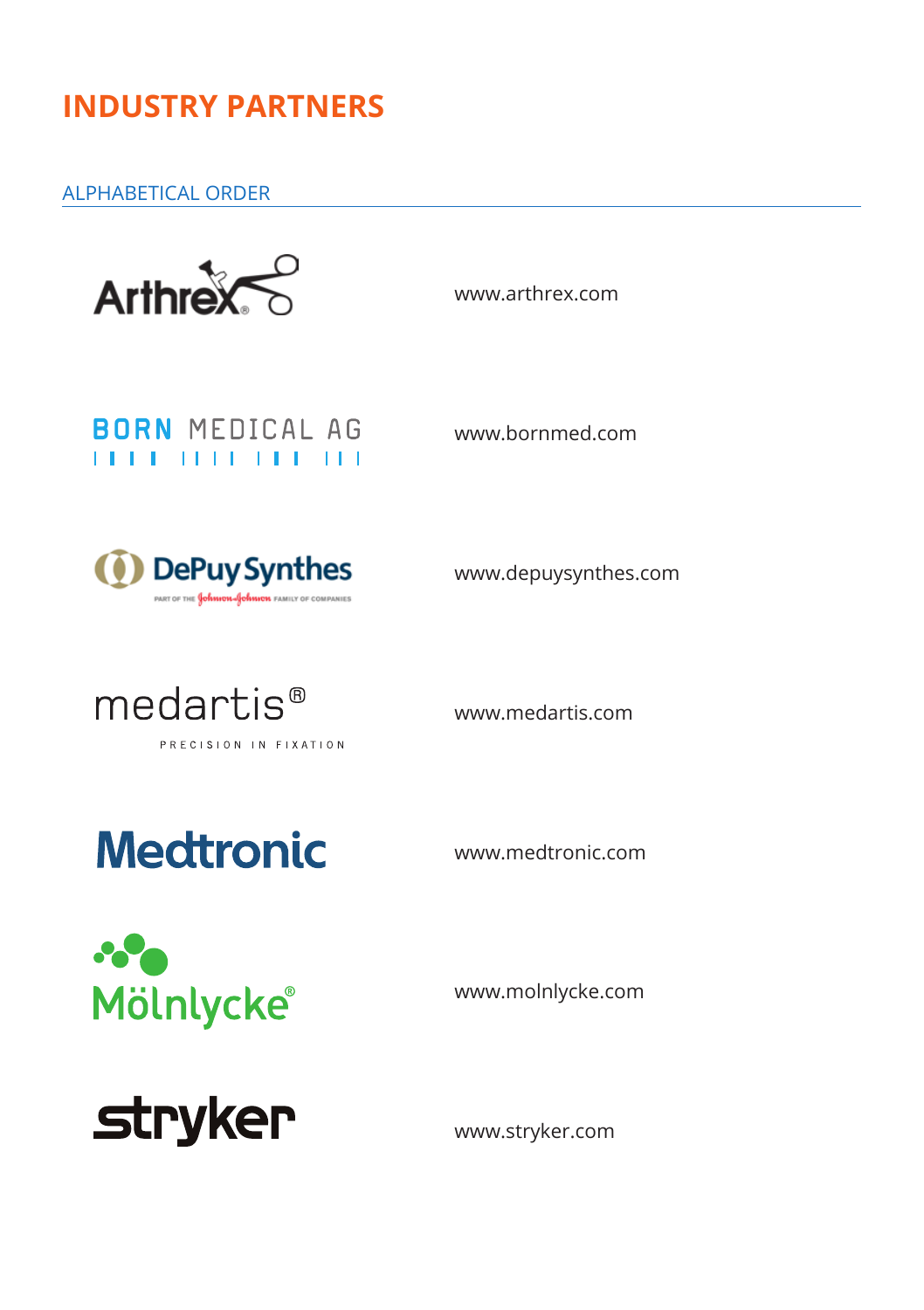# INDUSTRY PARTNERS

ALPHABETICAL ORDER

Arthrex — www.arthrex.com

BORN MEDICAL AG — www.bornmed.com

DePuy Synthes — www.depuysynthes.com

medartis® PRECISION IN FIXATION — www.medartis.com

Medtronic — www.medtronic.com

Mölnlycke® — www.molnlycke.com

stryker — www.stryker.com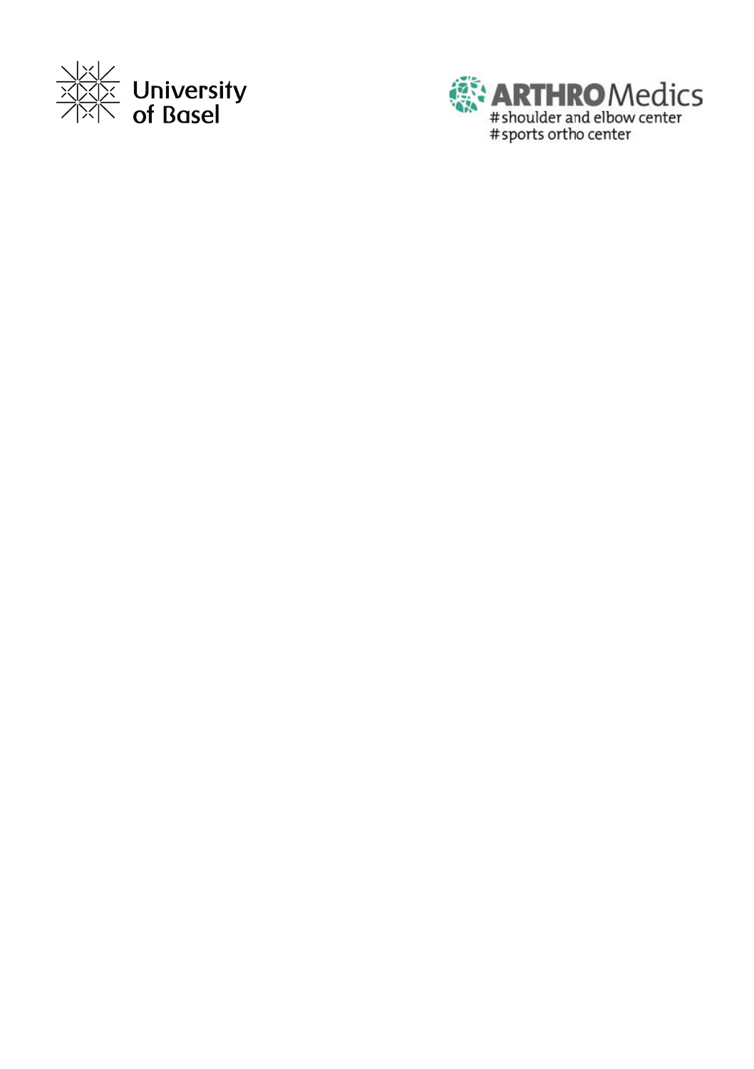University of Basel

ARTHROMedics
#shoulder and elbow center
#sports ortho center